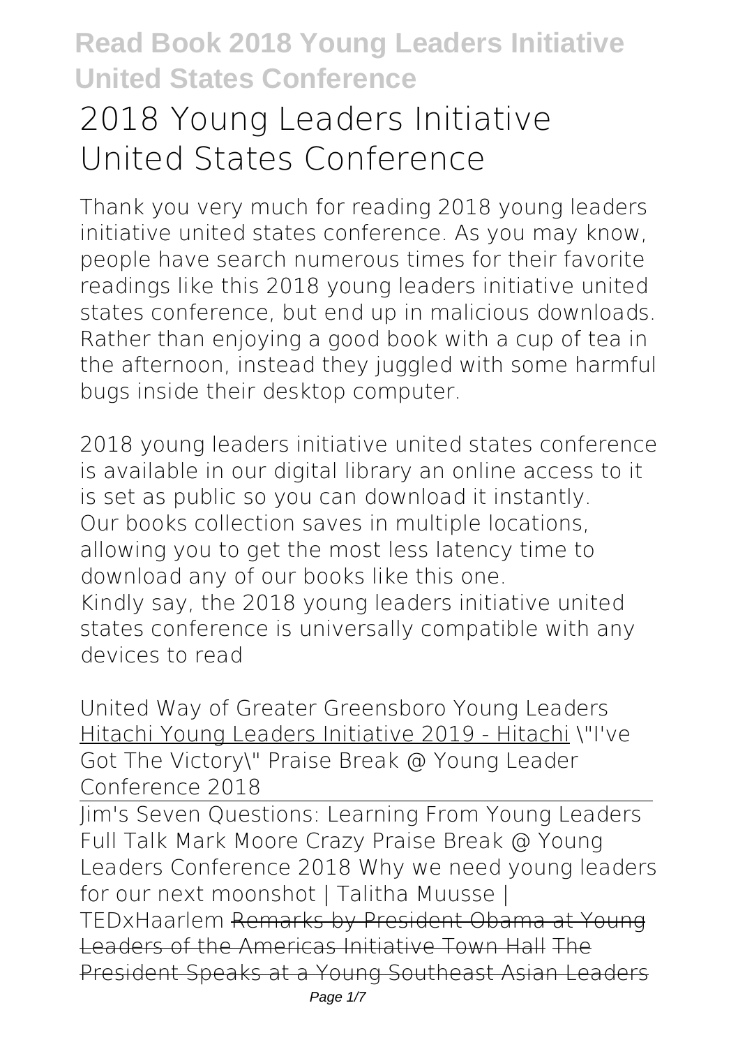# 2018 Young Leaders Initiative United States Conference

Thank you very much for reading 2018 young leaders initiative united states conference. As you may know, people have search numerous times for their favorite readings like this 2018 young leaders initiative united states conference, but end up in malicious downloads. Rather than enjoying a good book with a cup of tea in the afternoon, instead they juggled with some harmful bugs inside their desktop computer.

2018 young leaders initiative united states conference is available in our digital library an online access to it is set as public so you can download it instantly. Our books collection saves in multiple locations, allowing you to get the most less latency time to download any of our books like this one. Kindly say, the 2018 young leaders initiative united states conference is universally compatible with any devices to read

United Way of Greater Greensboro Young Leaders Hitachi Young Leaders Initiative 2019 - Hitachi \"I've Got The Victory\" Praise Break @ Young Leader Conference 2018

Jim's Seven Questions: Learning From Young Leaders Full Talk Mark Moore Crazy Praise Break @ Young Leaders Conference 2018 Why we need young leaders for our next moonshot | Talitha Muusse | TEDxHaarlem Remarks by President Obama at Young Leaders of the Americas Initiative Town Hall The President Speaks at a Young Southeast Asian Leaders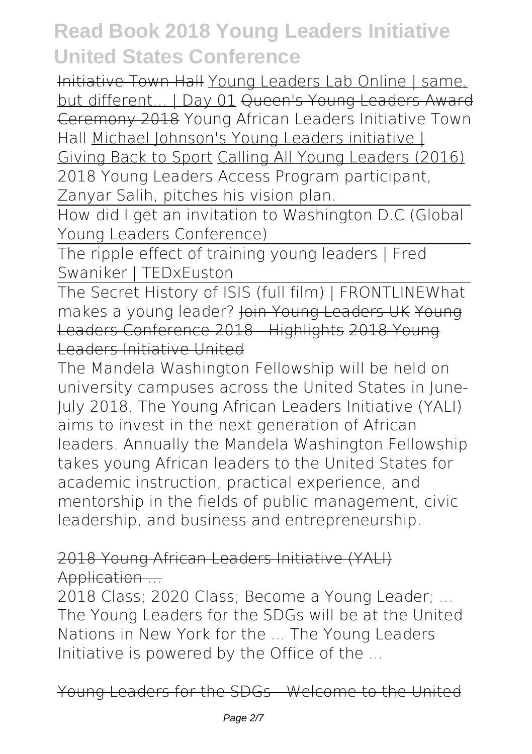Initiative Town Hall Young Leaders Lab Online | same, but different... | Day 01 Queen's Young Leaders Award Ceremony 2018 Young African Leaders Initiative Town Hall Michael Johnson's Young Leaders initiative | Giving Back to Sport Calling All Young Leaders (2016) 2018 Young Leaders Access Program participant, Zanyar Salih, pitches his vision plan.

How did I get an invitation to Washington D.C (Global Young Leaders Conference)

The ripple effect of training young leaders | Fred Swaniker | TEDxEuston

The Secret History of ISIS (full film) | FRONTLINE What makes a young leader? Join Young Leaders UK Young Leaders Conference 2018 - Highlights 2018 Young Leaders Initiative United

The Mandela Washington Fellowship will be held on university campuses across the United States in June-July 2018. The Young African Leaders Initiative (YALI) aims to invest in the next generation of African leaders. Annually the Mandela Washington Fellowship takes young African leaders to the United States for academic instruction, practical experience, and mentorship in the fields of public management, civic leadership, and business and entrepreneurship.

2018 Young African Leaders Initiative (YALI) Application ...

2018 Class; 2020 Class; Become a Young Leader; ... The Young Leaders for the SDGs will be at the United Nations in New York for the ... The Young Leaders Initiative is powered by the Office of the ...

Young Leaders for the SDGs - Welcome to the United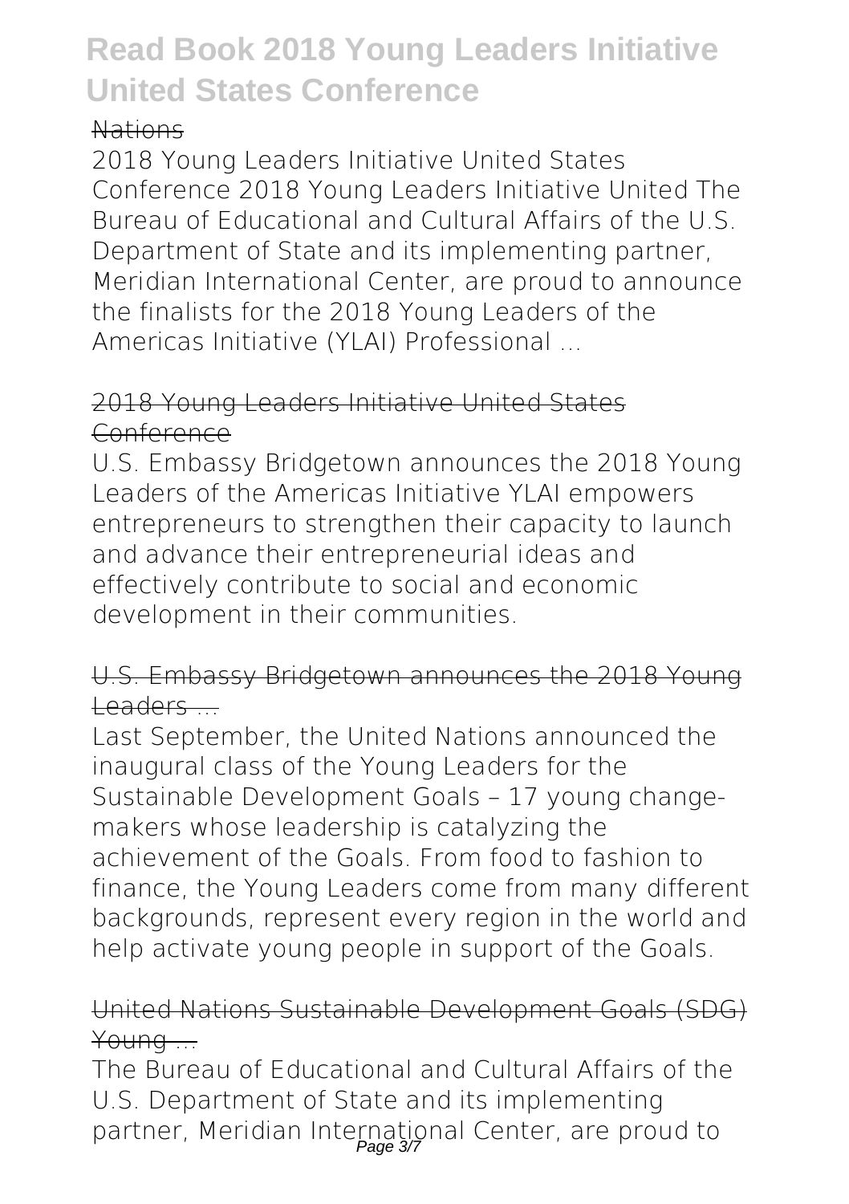Nations

2018 Young Leaders Initiative United States Conference 2018 Young Leaders Initiative United The Bureau of Educational and Cultural Affairs of the U.S. Department of State and its implementing partner, Meridian International Center, are proud to announce the finalists for the 2018 Young Leaders of the Americas Initiative (YLAI) Professional ...

## 2018 Young Leaders Initiative United States Conference

U.S. Embassy Bridgetown announces the 2018 Young Leaders of the Americas Initiative YLAI empowers entrepreneurs to strengthen their capacity to launch and advance their entrepreneurial ideas and effectively contribute to social and economic development in their communities.

## U.S. Embassy Bridgetown announces the 2018 Young Leaders ...

Last September, the United Nations announced the inaugural class of the Young Leaders for the Sustainable Development Goals – 17 young change-makers whose leadership is catalyzing the achievement of the Goals. From food to fashion to finance, the Young Leaders come from many different backgrounds, represent every region in the world and help activate young people in support of the Goals.

## United Nations Sustainable Development Goals (SDG) Young ...

The Bureau of Educational and Cultural Affairs of the U.S. Department of State and its implementing partner, Meridian International Center, are proud to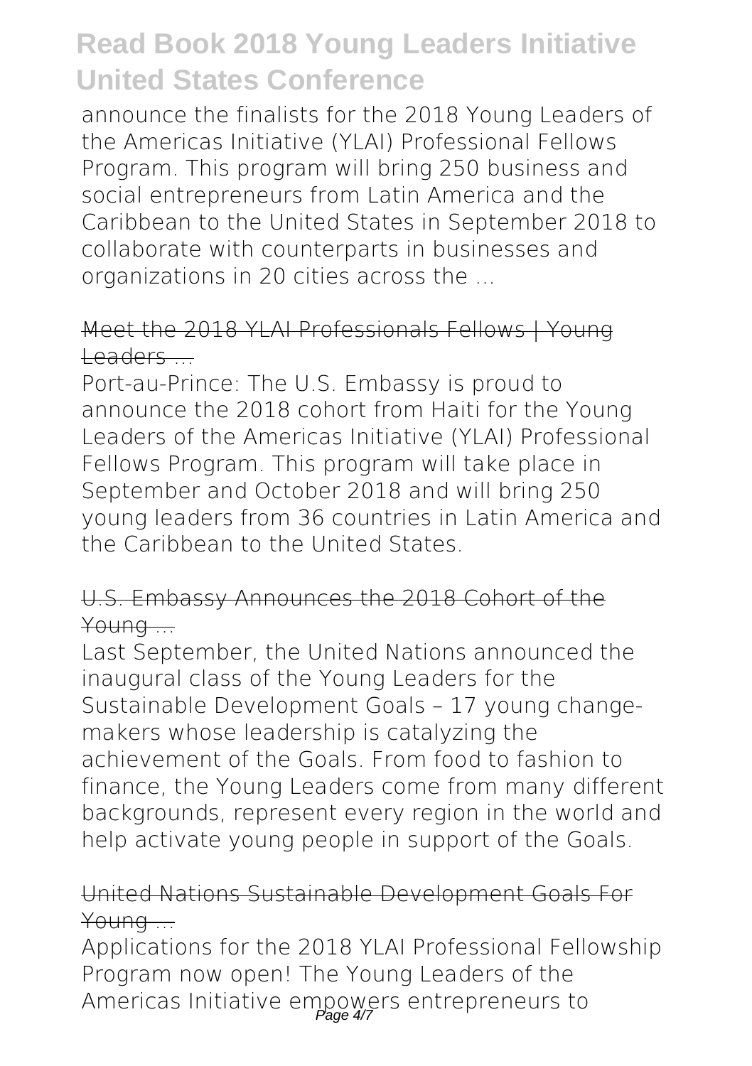announce the finalists for the 2018 Young Leaders of the Americas Initiative (YLAI) Professional Fellows Program. This program will bring 250 business and social entrepreneurs from Latin America and the Caribbean to the United States in September 2018 to collaborate with counterparts in businesses and organizations in 20 cities across the ...

## Meet the 2018 YLAI Professionals Fellows | Young Leaders ...

Port-au-Prince: The U.S. Embassy is proud to announce the 2018 cohort from Haiti for the Young Leaders of the Americas Initiative (YLAI) Professional Fellows Program. This program will take place in September and October 2018 and will bring 250 young leaders from 36 countries in Latin America and the Caribbean to the United States.

## U.S. Embassy Announces the 2018 Cohort of the Young ...

Last September, the United Nations announced the inaugural class of the Young Leaders for the Sustainable Development Goals – 17 young change-makers whose leadership is catalyzing the achievement of the Goals. From food to fashion to finance, the Young Leaders come from many different backgrounds, represent every region in the world and help activate young people in support of the Goals.

## United Nations Sustainable Development Goals For Young ...

Applications for the 2018 YLAI Professional Fellowship Program now open! The Young Leaders of the Americas Initiative empowers entrepreneurs to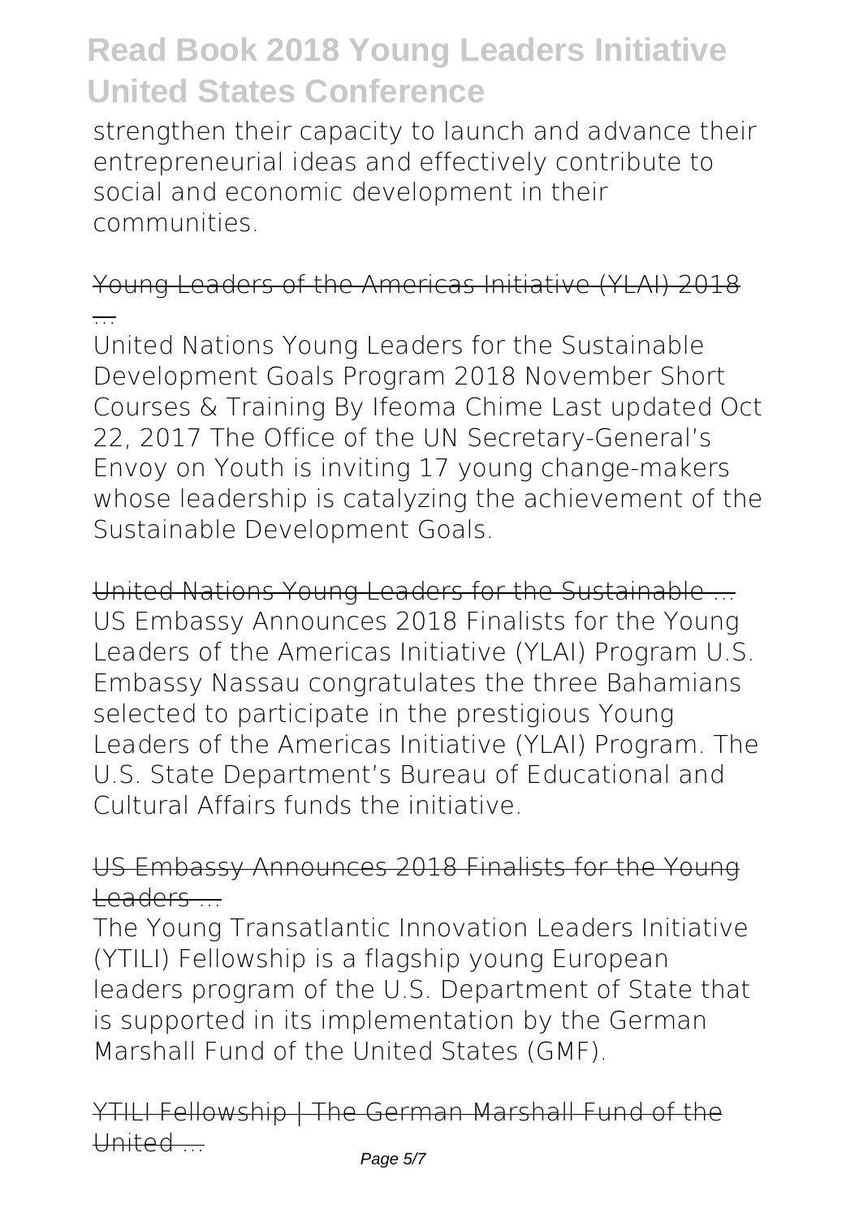strengthen their capacity to launch and advance their entrepreneurial ideas and effectively contribute to social and economic development in their communities.

## Young Leaders of the Americas Initiative (YLAI) 2018 ...

United Nations Young Leaders for the Sustainable Development Goals Program 2018 November Short Courses & Training By Ifeoma Chime Last updated Oct 22, 2017 The Office of the UN Secretary-General's Envoy on Youth is inviting 17 young change-makers whose leadership is catalyzing the achievement of the Sustainable Development Goals.

## United Nations Young Leaders for the Sustainable ...

US Embassy Announces 2018 Finalists for the Young Leaders of the Americas Initiative (YLAI) Program U.S. Embassy Nassau congratulates the three Bahamians selected to participate in the prestigious Young Leaders of the Americas Initiative (YLAI) Program. The U.S. State Department's Bureau of Educational and Cultural Affairs funds the initiative.

## US Embassy Announces 2018 Finalists for the Young Leaders ...

The Young Transatlantic Innovation Leaders Initiative (YTILI) Fellowship is a flagship young European leaders program of the U.S. Department of State that is supported in its implementation by the German Marshall Fund of the United States (GMF).

## YTILI Fellowship | The German Marshall Fund of the United ...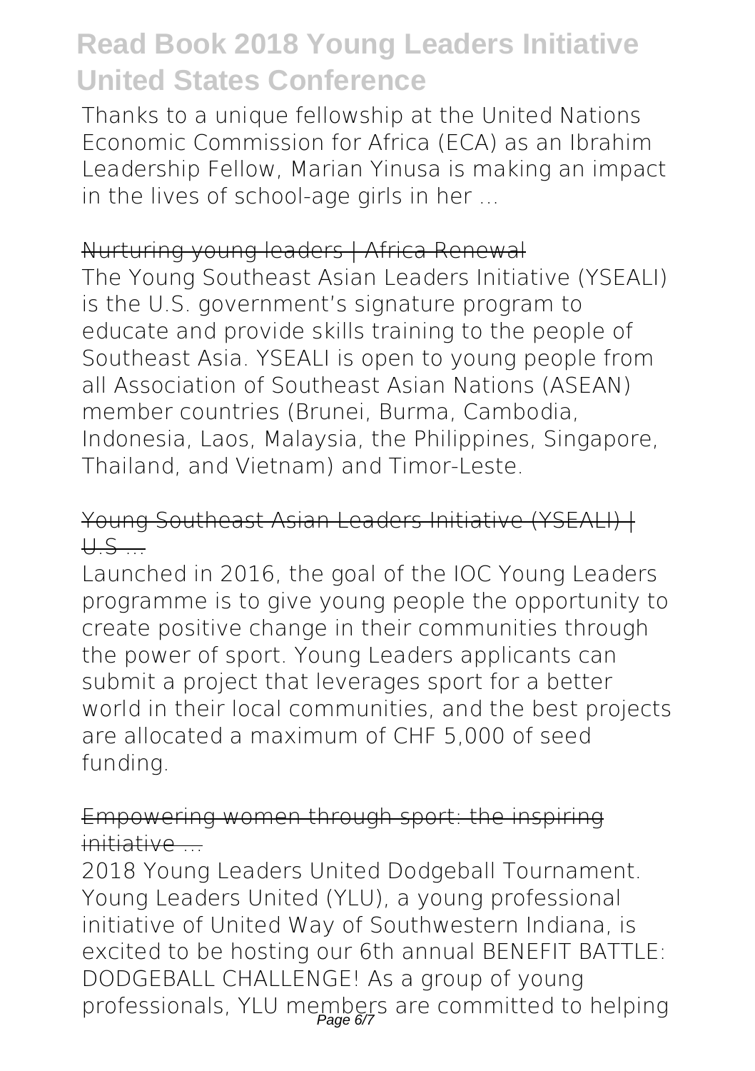Thanks to a unique fellowship at the United Nations Economic Commission for Africa (ECA) as an Ibrahim Leadership Fellow, Marian Yinusa is making an impact in the lives of school-age girls in her ...

## Nurturing young leaders | Africa Renewal

The Young Southeast Asian Leaders Initiative (YSEALI) is the U.S. government's signature program to educate and provide skills training to the people of Southeast Asia. YSEALI is open to young people from all Association of Southeast Asian Nations (ASEAN) member countries (Brunei, Burma, Cambodia, Indonesia, Laos, Malaysia, the Philippines, Singapore, Thailand, and Vietnam) and Timor-Leste.

## Young Southeast Asian Leaders Initiative (YSEALI) | U.S ...

Launched in 2016, the goal of the IOC Young Leaders programme is to give young people the opportunity to create positive change in their communities through the power of sport. Young Leaders applicants can submit a project that leverages sport for a better world in their local communities, and the best projects are allocated a maximum of CHF 5,000 of seed funding.

## Empowering women through sport: the inspiring initiative ...

2018 Young Leaders United Dodgeball Tournament. Young Leaders United (YLU), a young professional initiative of United Way of Southwestern Indiana, is excited to be hosting our 6th annual BENEFIT BATTLE: DODGEBALL CHALLENGE! As a group of young professionals, YLU members are committed to helping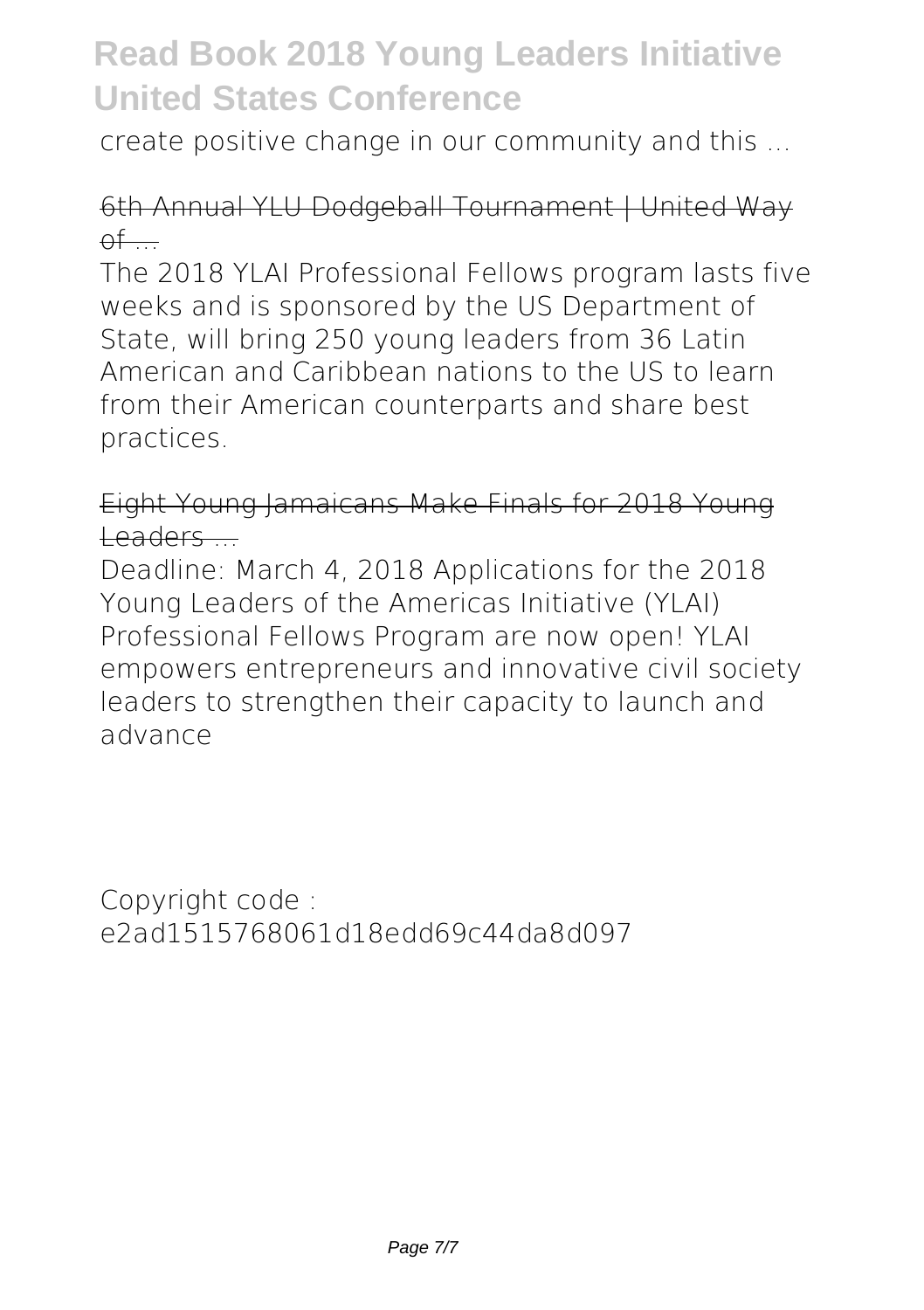create positive change in our community and this ...

6th Annual YLU Dodgeball Tournament | United Way of ...

The 2018 YLAI Professional Fellows program lasts five weeks and is sponsored by the US Department of State, will bring 250 young leaders from 36 Latin American and Caribbean nations to the US to learn from their American counterparts and share best practices.

Eight Young Jamaicans Make Finals for 2018 Young Leaders ...

Deadline: March 4, 2018 Applications for the 2018 Young Leaders of the Americas Initiative (YLAI) Professional Fellows Program are now open! YLAI empowers entrepreneurs and innovative civil society leaders to strengthen their capacity to launch and advance

Copyright code : e2ad1515768061d18edd69c44da8d097